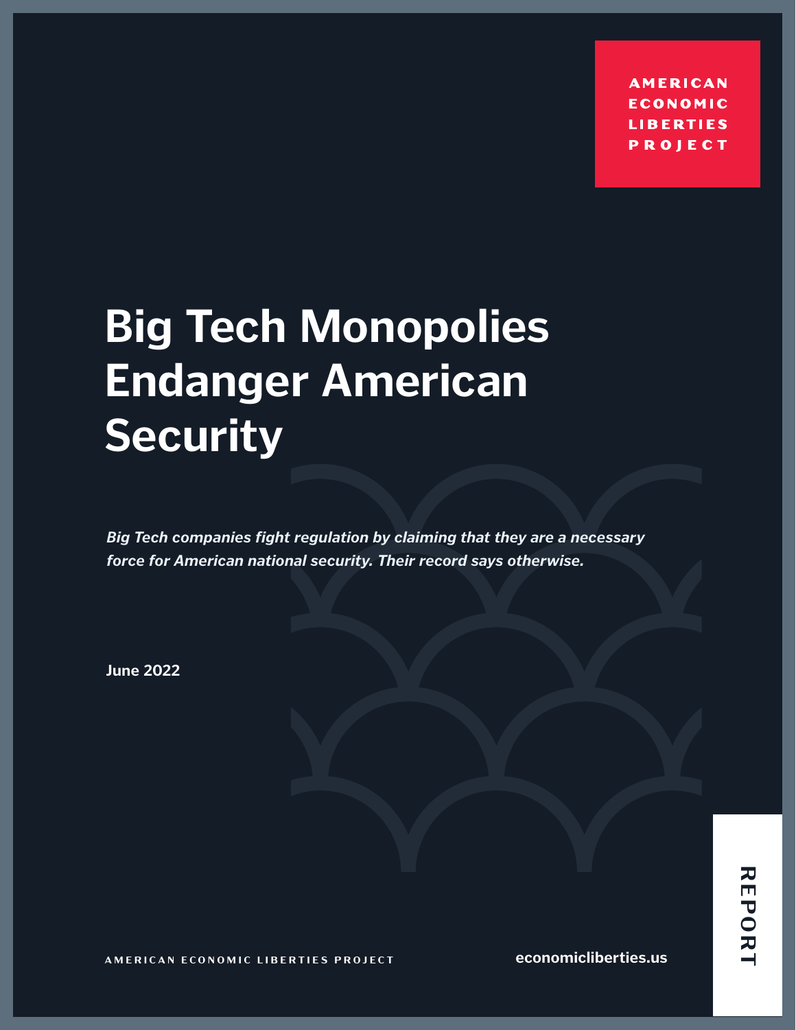AMERICAN ECONOMIC LIBERTIES PROJECT

# Big Tech Monopolies Endanger American Security

***Big Tech companies fight regulation by claiming that they are a necessary force for American national security. Their record says otherwise.***

**June 2022**

AMERICAN ECONOMIC LIBERTIES PROJECT

**economicliberties.us**

REPORT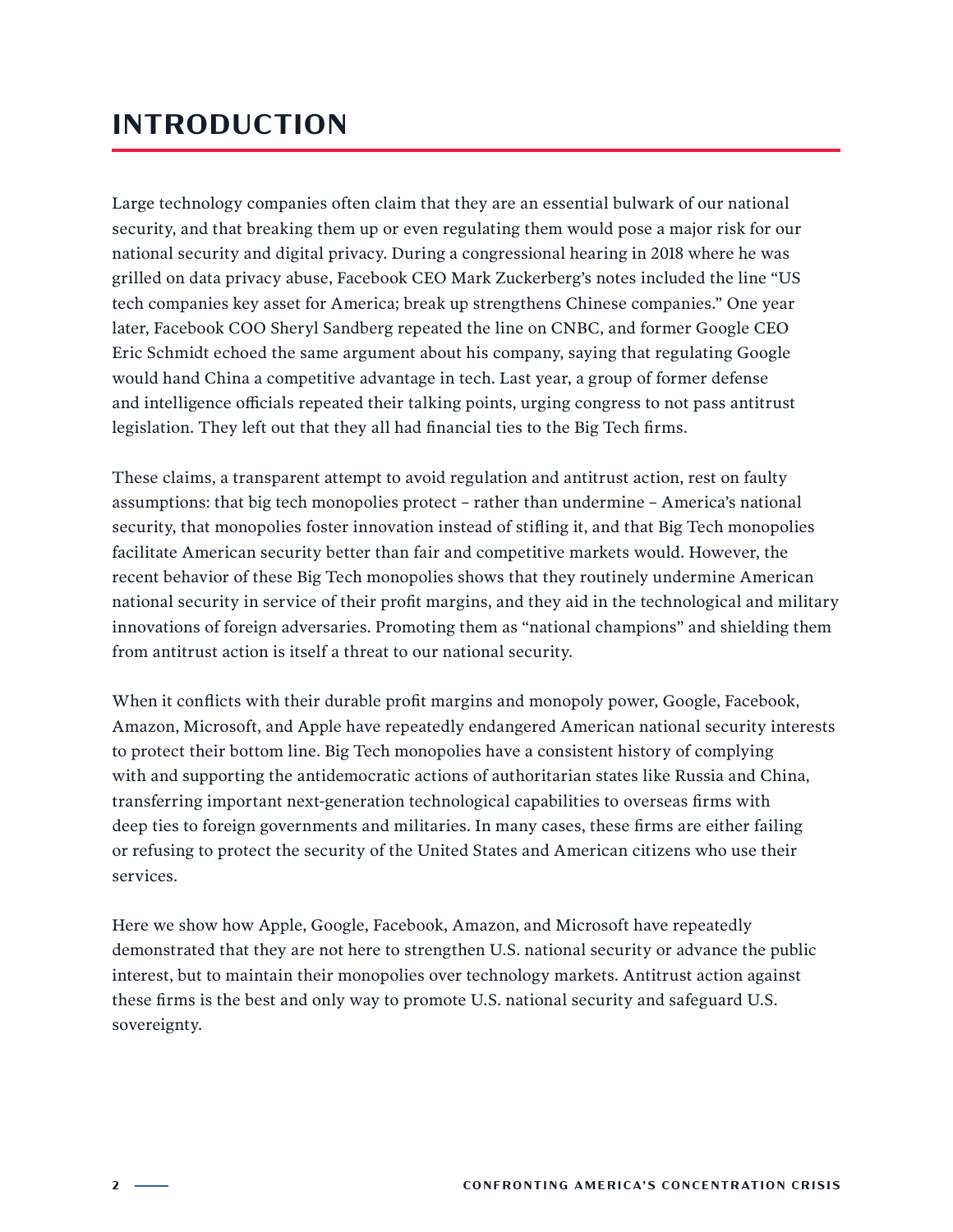# INTRODUCTION

Large technology companies often claim that they are an essential bulwark of our national security, and that breaking them up or even regulating them would pose a major risk for our national security and digital privacy. During a congressional hearing in 2018 where he was grilled on data privacy abuse, Facebook CEO Mark Zuckerberg's notes included the line "US tech companies key asset for America; break up strengthens Chinese companies." One year later, Facebook COO Sheryl Sandberg repeated the line on CNBC, and former Google CEO Eric Schmidt echoed the same argument about his company, saying that regulating Google would hand China a competitive advantage in tech. Last year, a group of former defense and intelligence officials repeated their talking points, urging congress to not pass antitrust legislation. They left out that they all had financial ties to the Big Tech firms.

These claims, a transparent attempt to avoid regulation and antitrust action, rest on faulty assumptions: that big tech monopolies protect – rather than undermine – America's national security, that monopolies foster innovation instead of stifling it, and that Big Tech monopolies facilitate American security better than fair and competitive markets would. However, the recent behavior of these Big Tech monopolies shows that they routinely undermine American national security in service of their profit margins, and they aid in the technological and military innovations of foreign adversaries. Promoting them as "national champions" and shielding them from antitrust action is itself a threat to our national security.

When it conflicts with their durable profit margins and monopoly power, Google, Facebook, Amazon, Microsoft, and Apple have repeatedly endangered American national security interests to protect their bottom line. Big Tech monopolies have a consistent history of complying with and supporting the antidemocratic actions of authoritarian states like Russia and China, transferring important next-generation technological capabilities to overseas firms with deep ties to foreign governments and militaries. In many cases, these firms are either failing or refusing to protect the security of the United States and American citizens who use their services.

Here we show how Apple, Google, Facebook, Amazon, and Microsoft have repeatedly demonstrated that they are not here to strengthen U.S. national security or advance the public interest, but to maintain their monopolies over technology markets. Antitrust action against these firms is the best and only way to promote U.S. national security and safeguard U.S. sovereignty.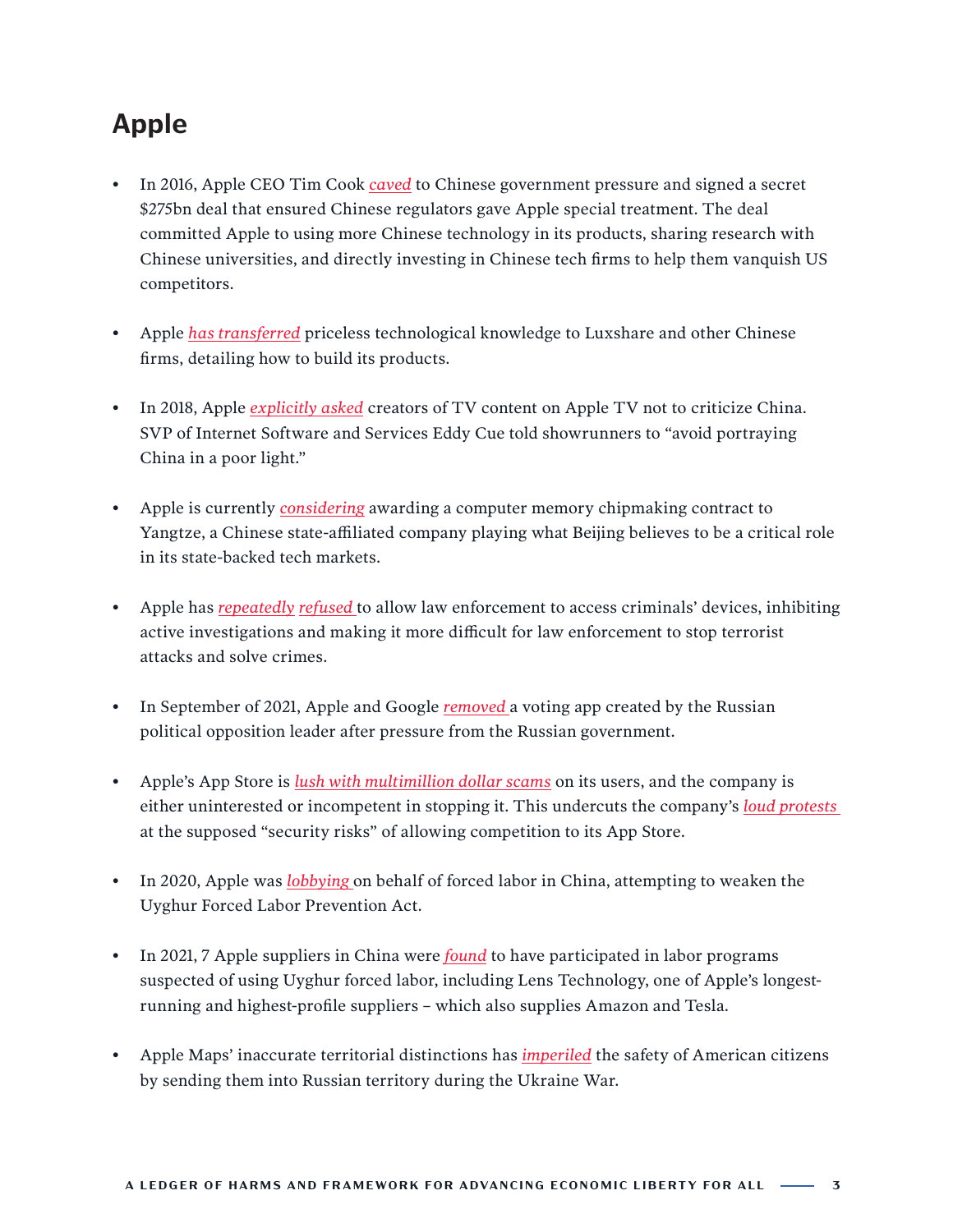# Apple

- In 2016, Apple CEO Tim Cook *caved* to Chinese government pressure and signed a secret $275bn deal that ensured Chinese regulators gave Apple special treatment. The deal committed Apple to using more Chinese technology in its products, sharing research with Chinese universities, and directly investing in Chinese tech firms to help them vanquish US competitors.

- Apple *has transferred* priceless technological knowledge to Luxshare and other Chinese firms, detailing how to build its products.

- In 2018, Apple *explicitly asked* creators of TV content on Apple TV not to criticize China. SVP of Internet Software and Services Eddy Cue told showrunners to "avoid portraying China in a poor light."

- Apple is currently *considering* awarding a computer memory chipmaking contract to Yangtze, a Chinese state-affiliated company playing what Beijing believes to be a critical role in its state-backed tech markets.

- Apple has *repeatedly* *refused* to allow law enforcement to access criminals' devices, inhibiting active investigations and making it more difficult for law enforcement to stop terrorist attacks and solve crimes.

- In September of 2021, Apple and Google *removed* a voting app created by the Russian political opposition leader after pressure from the Russian government.

- Apple's App Store is *lush with multimillion dollar scams* on its users, and the company is either uninterested or incompetent in stopping it. This undercuts the company's *loud protests* at the supposed "security risks" of allowing competition to its App Store.

- In 2020, Apple was *lobbying* on behalf of forced labor in China, attempting to weaken the Uyghur Forced Labor Prevention Act.

- In 2021, 7 Apple suppliers in China were *found* to have participated in labor programs suspected of using Uyghur forced labor, including Lens Technology, one of Apple's longest-running and highest-profile suppliers – which also supplies Amazon and Tesla.

- Apple Maps' inaccurate territorial distinctions has *imperiled* the safety of American citizens by sending them into Russian territory during the Ukraine War.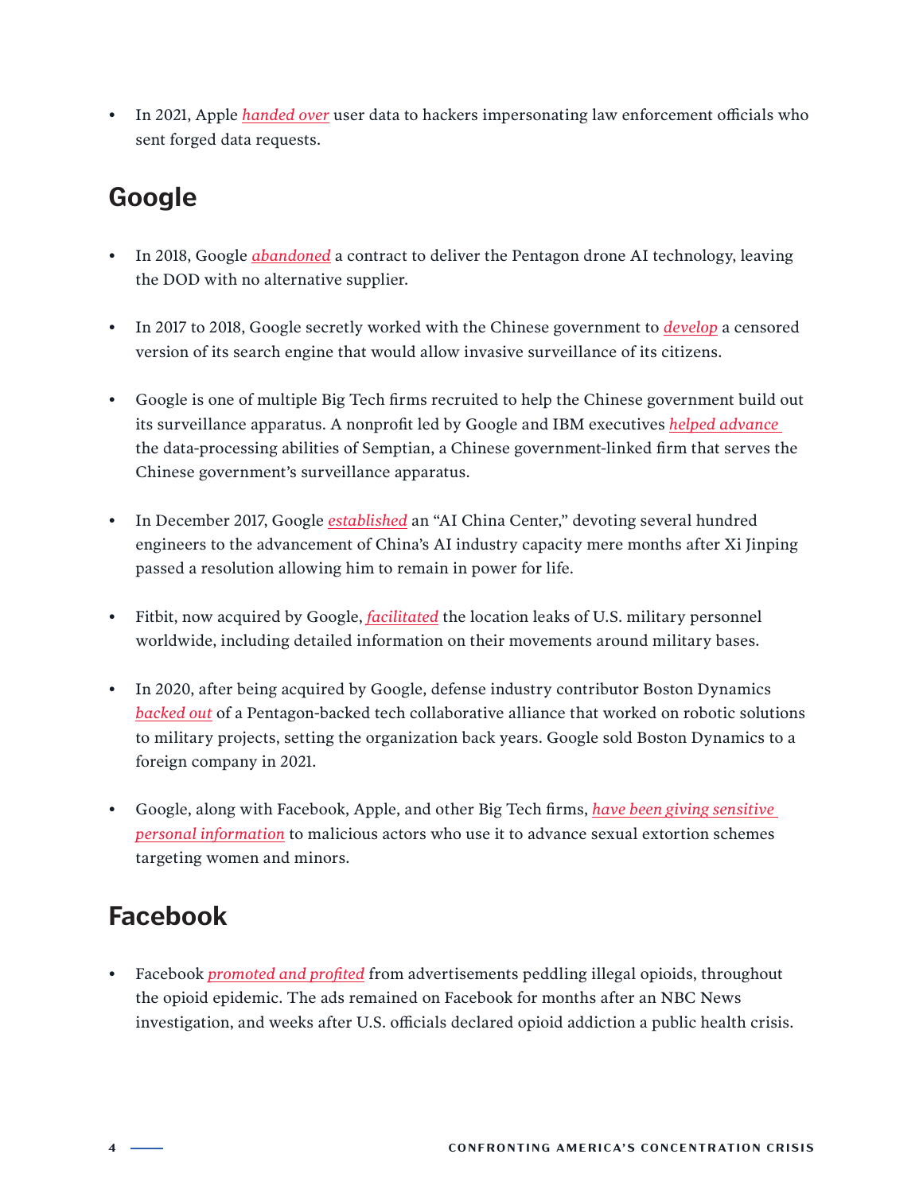- In 2021, Apple *handed over* user data to hackers impersonating law enforcement officials who sent forged data requests.

## Google

- In 2018, Google *abandoned* a contract to deliver the Pentagon drone AI technology, leaving the DOD with no alternative supplier.

- In 2017 to 2018, Google secretly worked with the Chinese government to *develop* a censored version of its search engine that would allow invasive surveillance of its citizens.

- Google is one of multiple Big Tech firms recruited to help the Chinese government build out its surveillance apparatus. A nonprofit led by Google and IBM executives *helped advance* the data-processing abilities of Semptian, a Chinese government-linked firm that serves the Chinese government's surveillance apparatus.

- In December 2017, Google *established* an "AI China Center," devoting several hundred engineers to the advancement of China's AI industry capacity mere months after Xi Jinping passed a resolution allowing him to remain in power for life.

- Fitbit, now acquired by Google, *facilitated* the location leaks of U.S. military personnel worldwide, including detailed information on their movements around military bases.

- In 2020, after being acquired by Google, defense industry contributor Boston Dynamics *backed out* of a Pentagon-backed tech collaborative alliance that worked on robotic solutions to military projects, setting the organization back years. Google sold Boston Dynamics to a foreign company in 2021.

- Google, along with Facebook, Apple, and other Big Tech firms, *have been giving sensitive personal information* to malicious actors who use it to advance sexual extortion schemes targeting women and minors.

## Facebook

- Facebook *promoted and profited* from advertisements peddling illegal opioids, throughout the opioid epidemic. The ads remained on Facebook for months after an NBC News investigation, and weeks after U.S. officials declared opioid addiction a public health crisis.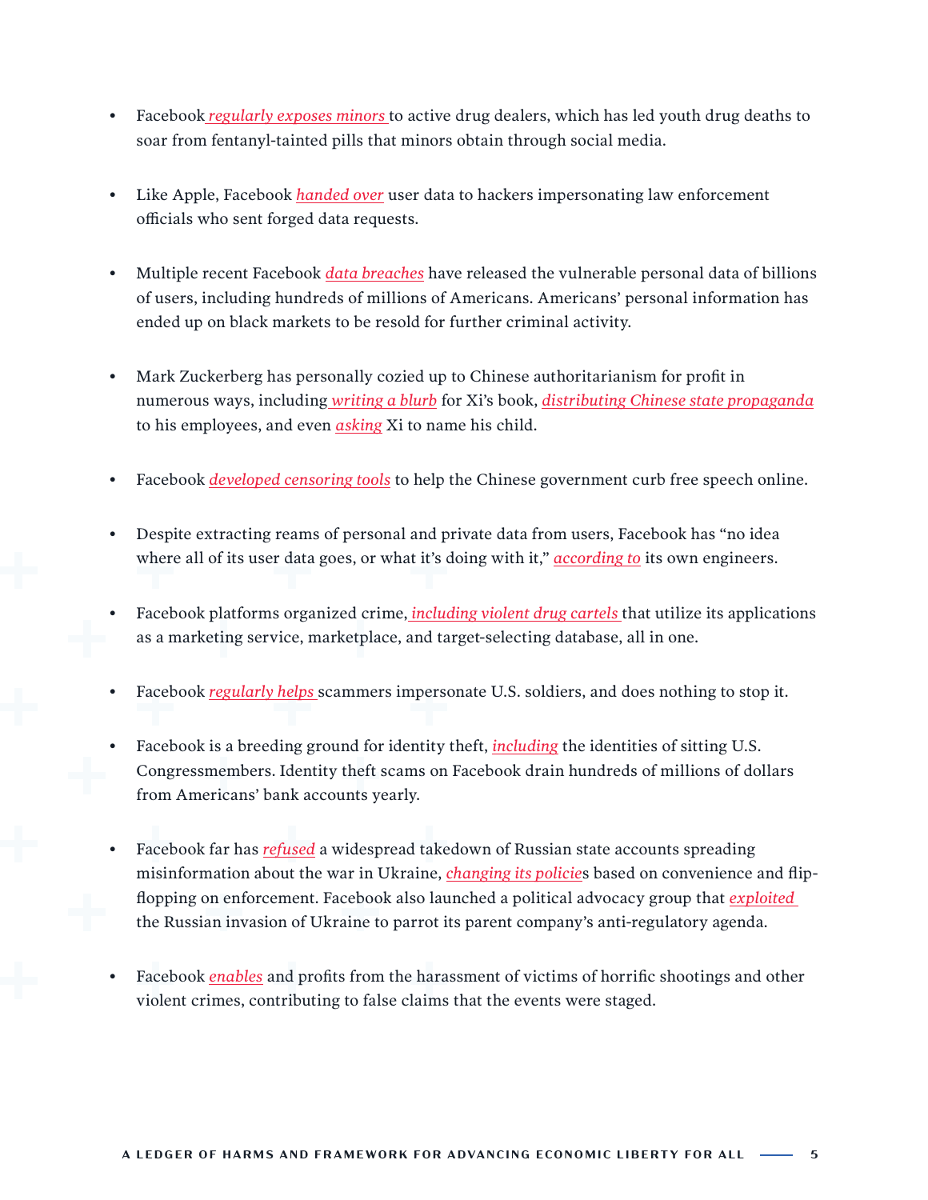- Facebook *regularly exposes minors* to active drug dealers, which has led youth drug deaths to soar from fentanyl-tainted pills that minors obtain through social media.

- Like Apple, Facebook *handed over* user data to hackers impersonating law enforcement officials who sent forged data requests.

- Multiple recent Facebook *data breaches* have released the vulnerable personal data of billions of users, including hundreds of millions of Americans. Americans' personal information has ended up on black markets to be resold for further criminal activity.

- Mark Zuckerberg has personally cozied up to Chinese authoritarianism for profit in numerous ways, including *writing a blurb* for Xi's book, *distributing Chinese state propaganda* to his employees, and even *asking* Xi to name his child.

- Facebook *developed censoring tools* to help the Chinese government curb free speech online.

- Despite extracting reams of personal and private data from users, Facebook has "no idea where all of its user data goes, or what it's doing with it," *according to* its own engineers.

- Facebook platforms organized crime, *including violent drug cartels* that utilize its applications as a marketing service, marketplace, and target-selecting database, all in one.

- Facebook *regularly helps* scammers impersonate U.S. soldiers, and does nothing to stop it.

- Facebook is a breeding ground for identity theft, *including* the identities of sitting U.S. Congressmembers. Identity theft scams on Facebook drain hundreds of millions of dollars from Americans' bank accounts yearly.

- Facebook far has *refused* a widespread takedown of Russian state accounts spreading misinformation about the war in Ukraine, *changing its policie*s based on convenience and flip-flopping on enforcement. Facebook also launched a political advocacy group that *exploited* the Russian invasion of Ukraine to parrot its parent company's anti-regulatory agenda.

- Facebook *enables* and profits from the harassment of victims of horrific shootings and other violent crimes, contributing to false claims that the events were staged.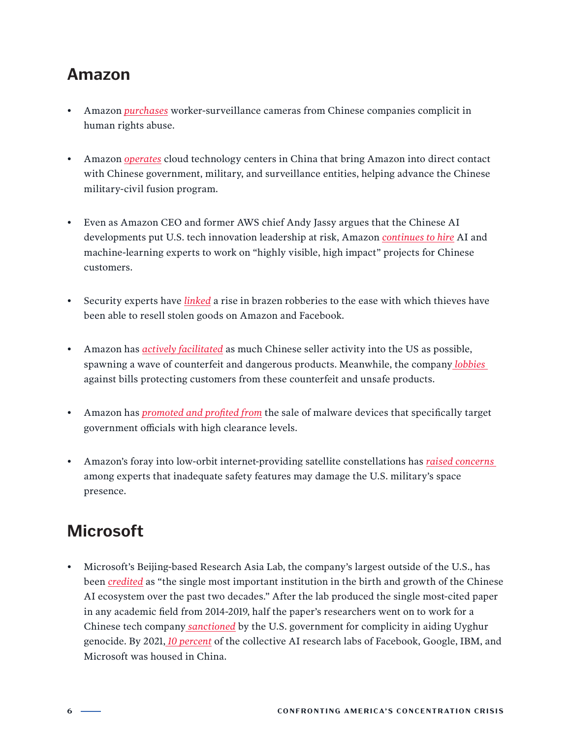## Amazon

- Amazon *purchases* worker-surveillance cameras from Chinese companies complicit in human rights abuse.
- Amazon *operates* cloud technology centers in China that bring Amazon into direct contact with Chinese government, military, and surveillance entities, helping advance the Chinese military-civil fusion program.
- Even as Amazon CEO and former AWS chief Andy Jassy argues that the Chinese AI developments put U.S. tech innovation leadership at risk, Amazon *continues to hire* AI and machine-learning experts to work on "highly visible, high impact" projects for Chinese customers.
- Security experts have *linked* a rise in brazen robberies to the ease with which thieves have been able to resell stolen goods on Amazon and Facebook.
- Amazon has *actively facilitated* as much Chinese seller activity into the US as possible, spawning a wave of counterfeit and dangerous products. Meanwhile, the company *lobbies* against bills protecting customers from these counterfeit and unsafe products.
- Amazon has *promoted and profited from* the sale of malware devices that specifically target government officials with high clearance levels.
- Amazon's foray into low-orbit internet-providing satellite constellations has *raised concerns* among experts that inadequate safety features may damage the U.S. military's space presence.

## Microsoft

- Microsoft's Beijing-based Research Asia Lab, the company's largest outside of the U.S., has been *credited* as "the single most important institution in the birth and growth of the Chinese AI ecosystem over the past two decades." After the lab produced the single most-cited paper in any academic field from 2014-2019, half the paper's researchers went on to work for a Chinese tech company *sanctioned* by the U.S. government for complicity in aiding Uyghur genocide. By 2021, *10 percent* of the collective AI research labs of Facebook, Google, IBM, and Microsoft was housed in China.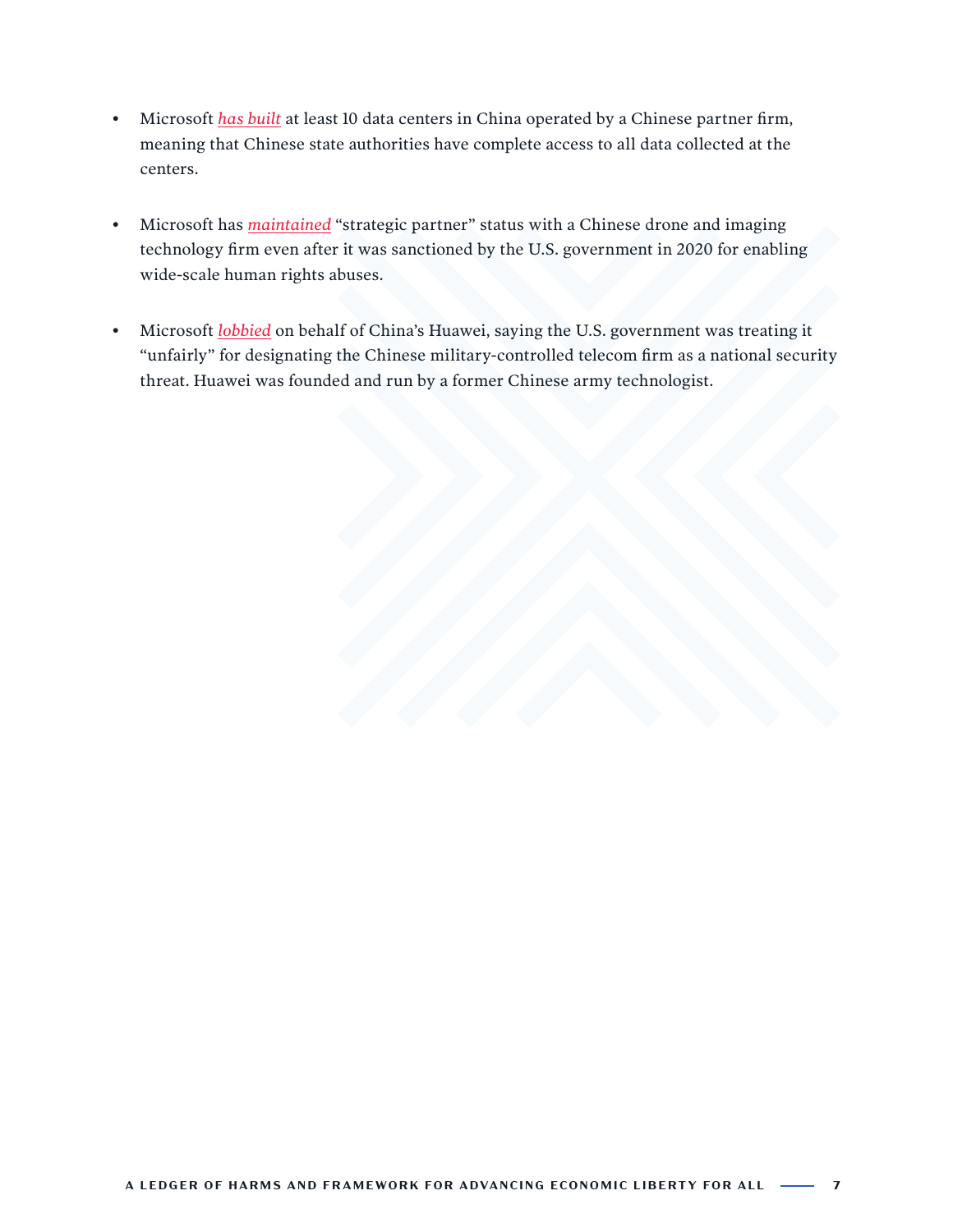- Microsoft *has built* at least 10 data centers in China operated by a Chinese partner firm, meaning that Chinese state authorities have complete access to all data collected at the centers.

- Microsoft has *maintained* "strategic partner" status with a Chinese drone and imaging technology firm even after it was sanctioned by the U.S. government in 2020 for enabling wide-scale human rights abuses.

- Microsoft *lobbied* on behalf of China's Huawei, saying the U.S. government was treating it "unfairly" for designating the Chinese military-controlled telecom firm as a national security threat. Huawei was founded and run by a former Chinese army technologist.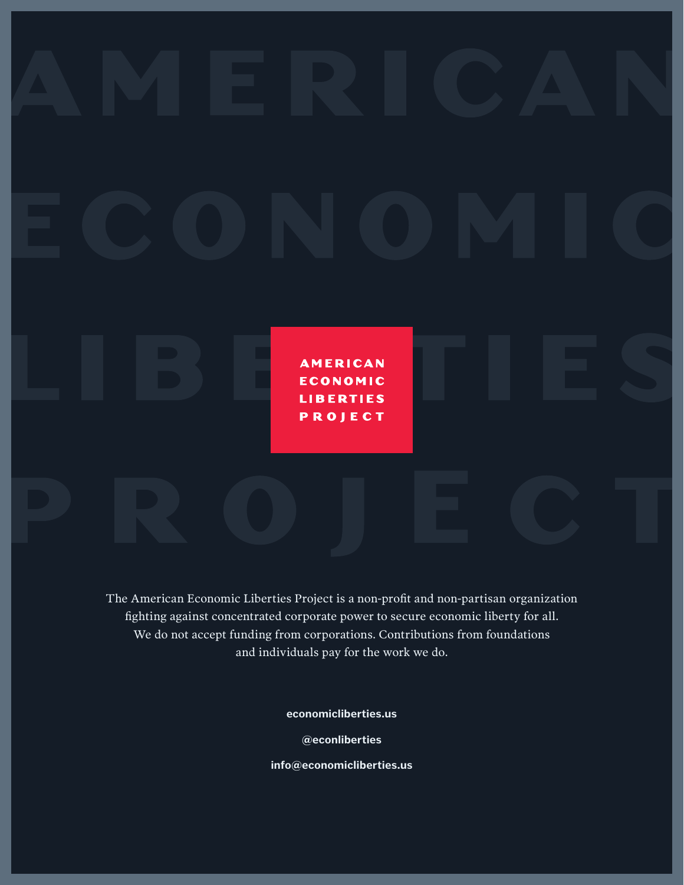**AMERICAN ECONOMIC LIBERTIES PROJECT**

The American Economic Liberties Project is a non-profit and non-partisan organization fighting against concentrated corporate power to secure economic liberty for all. We do not accept funding from corporations. Contributions from foundations and individuals pay for the work we do.

**economicliberties.us**

**@econliberties**

**info@economicliberties.us**